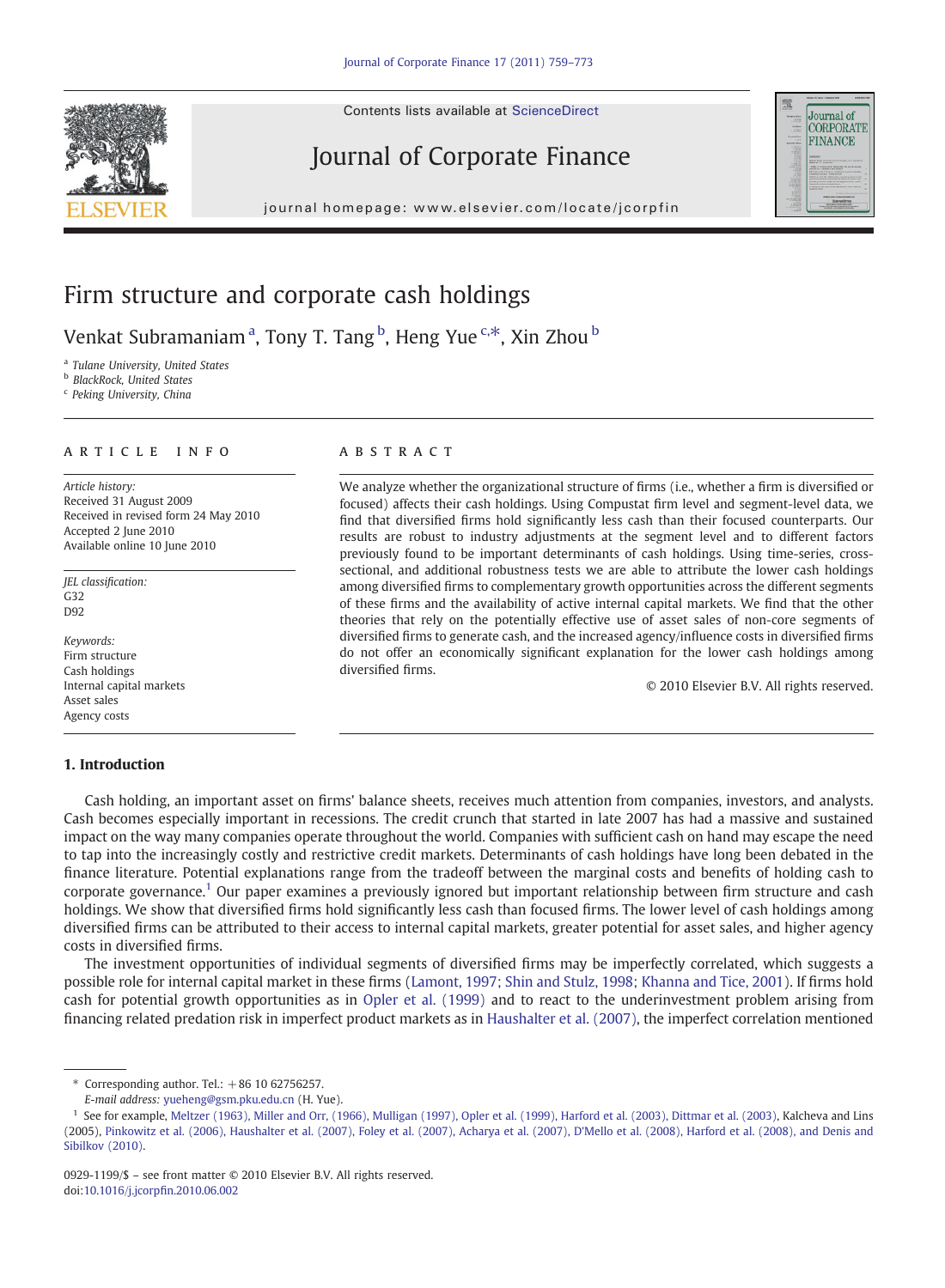# Firm structure and corporate cash holdings

Venkat Subramaniam [a], Tony T. Tang [b], Heng Yue [c,*], Xin Zhou [b]

[a] Tulane University, United States
[b] BlackRock, United States
[c] Peking University, China

## ARTICLE INFO

*Article history:*
Received 31 August 2009
Received in revised form 24 May 2010
Accepted 2 June 2010
Available online 10 June 2010

*JEL classification:*
G32
D92

*Keywords:*
Firm structure
Cash holdings
Internal capital markets
Asset sales
Agency costs

## ABSTRACT

We analyze whether the organizational structure of firms (i.e., whether a firm is diversified or focused) affects their cash holdings. Using Compustat firm level and segment-level data, we find that diversified firms hold significantly less cash than their focused counterparts. Our results are robust to industry adjustments at the segment level and to different factors previously found to be important determinants of cash holdings. Using time-series, cross-sectional, and additional robustness tests we are able to attribute the lower cash holdings among diversified firms to complementary growth opportunities across the different segments of these firms and the availability of active internal capital markets. We find that the other theories that rely on the potentially effective use of asset sales of non-core segments of diversified firms to generate cash, and the increased agency/influence costs in diversified firms do not offer an economically significant explanation for the lower cash holdings among diversified firms.

© 2010 Elsevier B.V. All rights reserved.

## 1. Introduction

Cash holding, an important asset on firms' balance sheets, receives much attention from companies, investors, and analysts. Cash becomes especially important in recessions. The credit crunch that started in late 2007 has had a massive and sustained impact on the way many companies operate throughout the world. Companies with sufficient cash on hand may escape the need to tap into the increasingly costly and restrictive credit markets. Determinants of cash holdings have long been debated in the finance literature. Potential explanations range from the tradeoff between the marginal costs and benefits of holding cash to corporate governance.[1] Our paper examines a previously ignored but important relationship between firm structure and cash holdings. We show that diversified firms hold significantly less cash than focused firms. The lower level of cash holdings among diversified firms can be attributed to their access to internal capital markets, greater potential for asset sales, and higher agency costs in diversified firms.

The investment opportunities of individual segments of diversified firms may be imperfectly correlated, which suggests a possible role for internal capital market in these firms (Lamont, 1997; Shin and Stulz, 1998; Khanna and Tice, 2001). If firms hold cash for potential growth opportunities as in Opler et al. (1999) and to react to the underinvestment problem arising from financing related predation risk in imperfect product markets as in Haushalter et al. (2007), the imperfect correlation mentioned

---

* Corresponding author. Tel.: +86 10 62756257.
*E-mail address:* yueheng@gsm.pku.edu.cn (H. Yue).

[1] See for example, Meltzer (1963), Miller and Orr, (1966), Mulligan (1997), Opler et al. (1999), Harford et al. (2003), Dittmar et al. (2003), Kalcheva and Lins (2005), Pinkowitz et al. (2006), Haushalter et al. (2007), Foley et al. (2007), Acharya et al. (2007), D'Mello et al. (2008), Harford et al. (2008), and Denis and Sibilkov (2010).

0929-1199/$ – see front matter © 2010 Elsevier B.V. All rights reserved.
doi:10.1016/j.jcorpfin.2010.06.002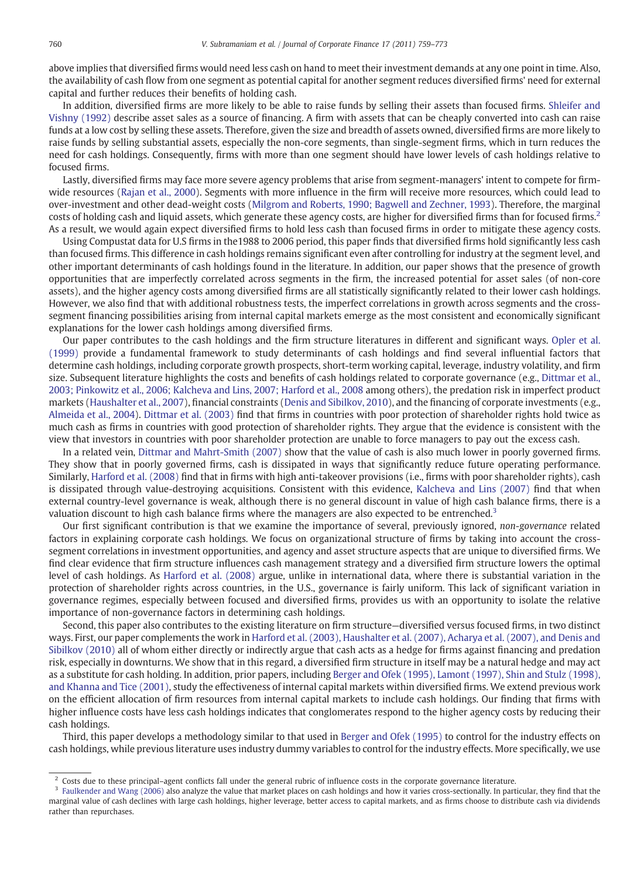above implies that diversified firms would need less cash on hand to meet their investment demands at any one point in time. Also, the availability of cash flow from one segment as potential capital for another segment reduces diversified firms' need for external capital and further reduces their benefits of holding cash.

In addition, diversified firms are more likely to be able to raise funds by selling their assets than focused firms. Shleifer and Vishny (1992) describe asset sales as a source of financing. A firm with assets that can be cheaply converted into cash can raise funds at a low cost by selling these assets. Therefore, given the size and breadth of assets owned, diversified firms are more likely to raise funds by selling substantial assets, especially the non-core segments, than single-segment firms, which in turn reduces the need for cash holdings. Consequently, firms with more than one segment should have lower levels of cash holdings relative to focused firms.

Lastly, diversified firms may face more severe agency problems that arise from segment-managers' intent to compete for firm-wide resources (Rajan et al., 2000). Segments with more influence in the firm will receive more resources, which could lead to over-investment and other dead-weight costs (Milgrom and Roberts, 1990; Bagwell and Zechner, 1993). Therefore, the marginal costs of holding cash and liquid assets, which generate these agency costs, are higher for diversified firms than for focused firms.[2] As a result, we would again expect diversified firms to hold less cash than focused firms in order to mitigate these agency costs.

Using Compustat data for U.S firms in the1988 to 2006 period, this paper finds that diversified firms hold significantly less cash than focused firms. This difference in cash holdings remains significant even after controlling for industry at the segment level, and other important determinants of cash holdings found in the literature. In addition, our paper shows that the presence of growth opportunities that are imperfectly correlated across segments in the firm, the increased potential for asset sales (of non-core assets), and the higher agency costs among diversified firms are all statistically significantly related to their lower cash holdings. However, we also find that with additional robustness tests, the imperfect correlations in growth across segments and the cross-segment financing possibilities arising from internal capital markets emerge as the most consistent and economically significant explanations for the lower cash holdings among diversified firms.

Our paper contributes to the cash holdings and the firm structure literatures in different and significant ways. Opler et al. (1999) provide a fundamental framework to study determinants of cash holdings and find several influential factors that determine cash holdings, including corporate growth prospects, short-term working capital, leverage, industry volatility, and firm size. Subsequent literature highlights the costs and benefits of cash holdings related to corporate governance (e.g., Dittmar et al., 2003; Pinkowitz et al., 2006; Kalcheva and Lins, 2007; Harford et al., 2008 among others), the predation risk in imperfect product markets (Haushalter et al., 2007), financial constraints (Denis and Sibilkov, 2010), and the financing of corporate investments (e.g., Almeida et al., 2004). Dittmar et al. (2003) find that firms in countries with poor protection of shareholder rights hold twice as much cash as firms in countries with good protection of shareholder rights. They argue that the evidence is consistent with the view that investors in countries with poor shareholder protection are unable to force managers to pay out the excess cash.

In a related vein, Dittmar and Mahrt-Smith (2007) show that the value of cash is also much lower in poorly governed firms. They show that in poorly governed firms, cash is dissipated in ways that significantly reduce future operating performance. Similarly, Harford et al. (2008) find that in firms with high anti-takeover provisions (i.e., firms with poor shareholder rights), cash is dissipated through value-destroying acquisitions. Consistent with this evidence, Kalcheva and Lins (2007) find that when external country-level governance is weak, although there is no general discount in value of high cash balance firms, there is a valuation discount to high cash balance firms where the managers are also expected to be entrenched.[3]

Our first significant contribution is that we examine the importance of several, previously ignored, *non-governance* related factors in explaining corporate cash holdings. We focus on organizational structure of firms by taking into account the cross-segment correlations in investment opportunities, and agency and asset structure aspects that are unique to diversified firms. We find clear evidence that firm structure influences cash management strategy and a diversified firm structure lowers the optimal level of cash holdings. As Harford et al. (2008) argue, unlike in international data, where there is substantial variation in the protection of shareholder rights across countries, in the U.S., governance is fairly uniform. This lack of significant variation in governance regimes, especially between focused and diversified firms, provides us with an opportunity to isolate the relative importance of non-governance factors in determining cash holdings.

Second, this paper also contributes to the existing literature on firm structure—diversified versus focused firms, in two distinct ways. First, our paper complements the work in Harford et al. (2003), Haushalter et al. (2007), Acharya et al. (2007), and Denis and Sibilkov (2010) all of whom either directly or indirectly argue that cash acts as a hedge for firms against financing and predation risk, especially in downturns. We show that in this regard, a diversified firm structure in itself may be a natural hedge and may act as a substitute for cash holding. In addition, prior papers, including Berger and Ofek (1995), Lamont (1997), Shin and Stulz (1998), and Khanna and Tice (2001), study the effectiveness of internal capital markets within diversified firms. We extend previous work on the efficient allocation of firm resources from internal capital markets to include cash holdings. Our finding that firms with higher influence costs have less cash holdings indicates that conglomerates respond to the higher agency costs by reducing their cash holdings.

Third, this paper develops a methodology similar to that used in Berger and Ofek (1995) to control for the industry effects on cash holdings, while previous literature uses industry dummy variables to control for the industry effects. More specifically, we use

---

[2] Costs due to these principal–agent conflicts fall under the general rubric of influence costs in the corporate governance literature.

[3] Faulkender and Wang (2006) also analyze the value that market places on cash holdings and how it varies cross-sectionally. In particular, they find that the marginal value of cash declines with large cash holdings, higher leverage, better access to capital markets, and as firms choose to distribute cash via dividends rather than repurchases.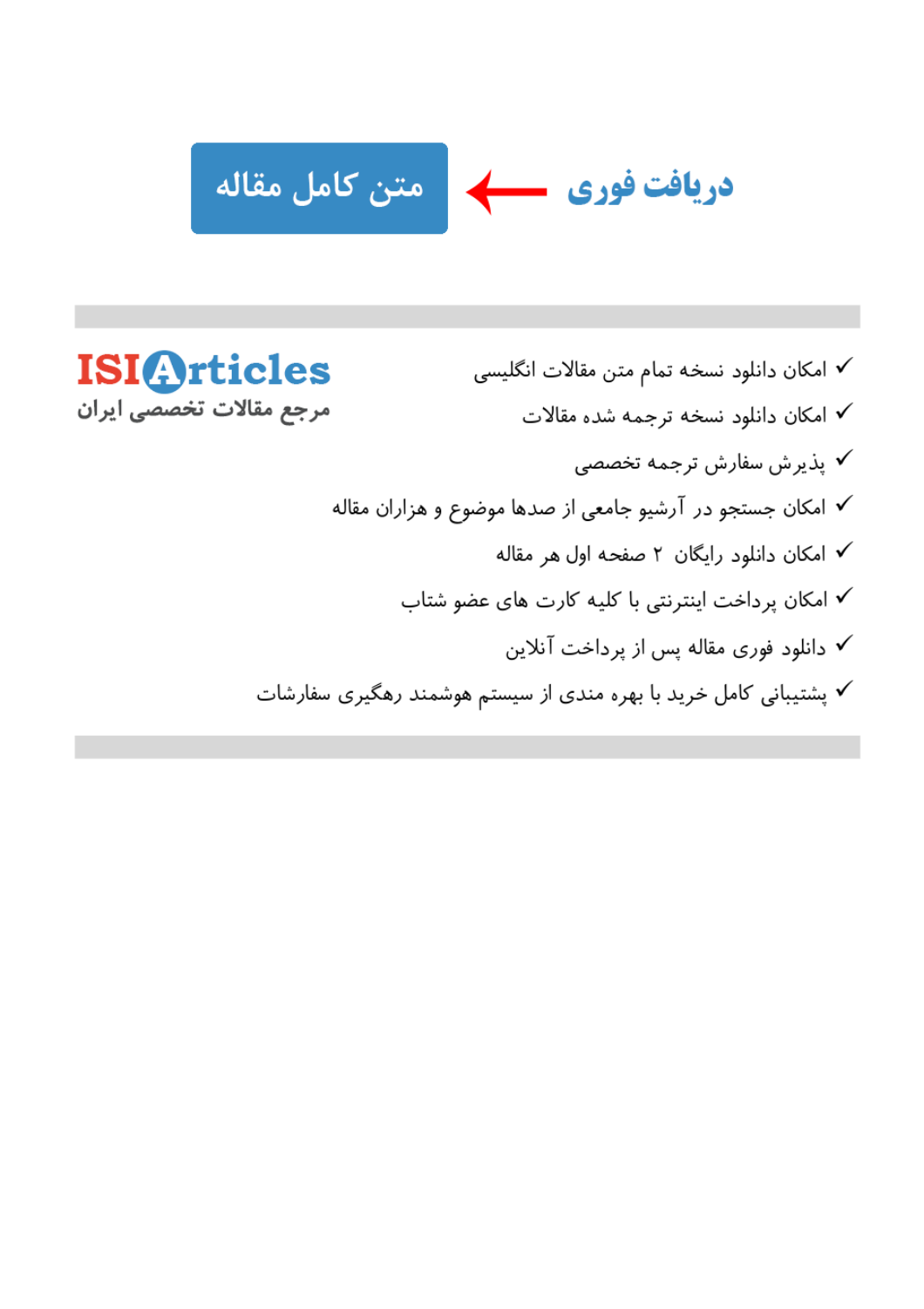دریافت فوری ← متن کامل مقاله

ISIArticles
مرجع مقالات تخصصی ایران

- ✓ امکان دانلود نسخه تمام متن مقالات انگلیسی
- ✓ امکان دانلود نسخه ترجمه شده مقالات
- ✓ پذیرش سفارش ترجمه تخصصی
- ✓ امکان جستجو در آرشیو جامعی از صدها موضوع و هزاران مقاله
- ✓ امکان دانلود رایگان ۲ صفحه اول هر مقاله
- ✓ امکان پرداخت اینترنتی با کلیه کارت های عضو شتاب
- ✓ دانلود فوری مقاله پس از پرداخت آنلاین
- ✓ پشتیبانی کامل خرید با بهره مندی از سیستم هوشمند رهگیری سفارشات